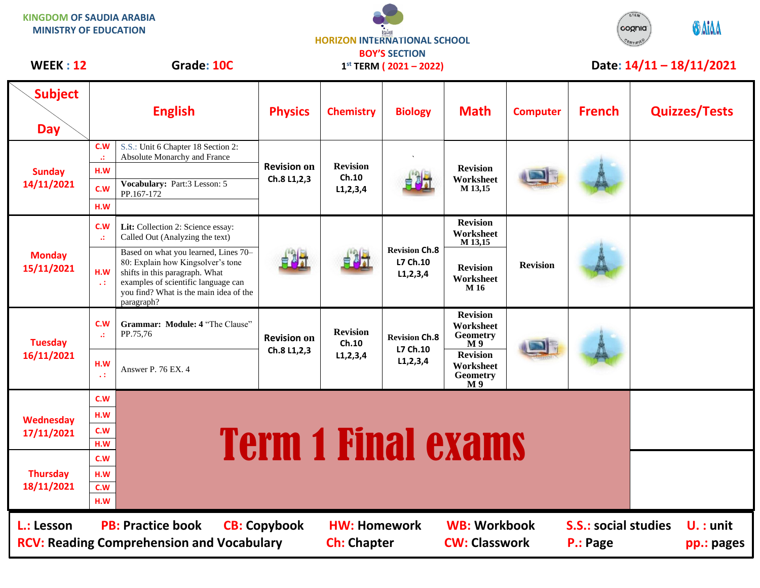KINGDOM OF SAUDIA ARABIA
MINISTRY OF EDUCATION

HORIZON INTERNATIONAL SCHOOL
BOY'S SECTION
1st TERM ( 2021 – 2022)

**WEEK : 12** **Grade: 10C** **Date: 14/11 – 18/11/2021**

| Subject / Day | | English | Physics | Chemistry | Biology | Math | Computer | French | Quizzes/Tests |
|---|---|---|---|---|---|---|---|---|---|
| Sunday 14/11/2021 | C.W .: | S.S.: Unit 6 Chapter 18 Section 2: Absolute Monarchy and France | Revision on Ch.8 L1,2,3 | Revision Ch.10 L1,2,3,4 | ` | Revision Worksheet M 13,15 | | | |
| | H.W | | | | | | | | |
| | C.W | **Vocabulary:** Part:3 Lesson: 5 PP.167-172 | | | | | | | |
| | H.W | | | | | | | | |
| Monday 15/11/2021 | C.W .: | **Lit:** Collection 2: Science essay: Called Out (Analyzing the text) | | | Revision Ch.8 L7 Ch.10 L1,2,3,4 | Revision Worksheet M 13,15 | Revision | | |
| | H.W .: | Based on what you learned, Lines 70–80: Explain how Kingsolver's tone shifts in this paragraph. What examples of scientific language can you find? What is the main idea of the paragraph? | | | | Revision Worksheet M 16 | | | |
| Tuesday 16/11/2021 | C.W .: | **Grammar: Module: 4** "The Clause" PP.75,76 | Revision on Ch.8 L1,2,3 | Revision Ch.10 L1,2,3,4 | Revision Ch.8 L7 Ch.10 L1,2,3,4 | Revision Worksheet Geometry M 9 | | | |
| | H.W .: | Answer P. 76 EX. 4 | | | | Revision Worksheet Geometry M 9 | | | |
| Wednesday 17/11/2021 | C.W | **Term 1 Final exams** | | | | | | | |
| | H.W | | | | | | | | |
| | C.W | | | | | | | | |
| | H.W | | | | | | | | |
| Thursday 18/11/2021 | C.W | | | | | | | | |
| | H.W | | | | | | | | |
| | C.W | | | | | | | | |
| | H.W | | | | | | | | |

**L.:** Lesson **PB:** Practice book **CB:** Copybook **HW:** Homework **WB:** Workbook **S.S.:** social studies **U. :** unit
**RCV:** Reading Comprehension and Vocabulary **Ch:** Chapter **CW:** Classwork **P.:** Page **pp.:** pages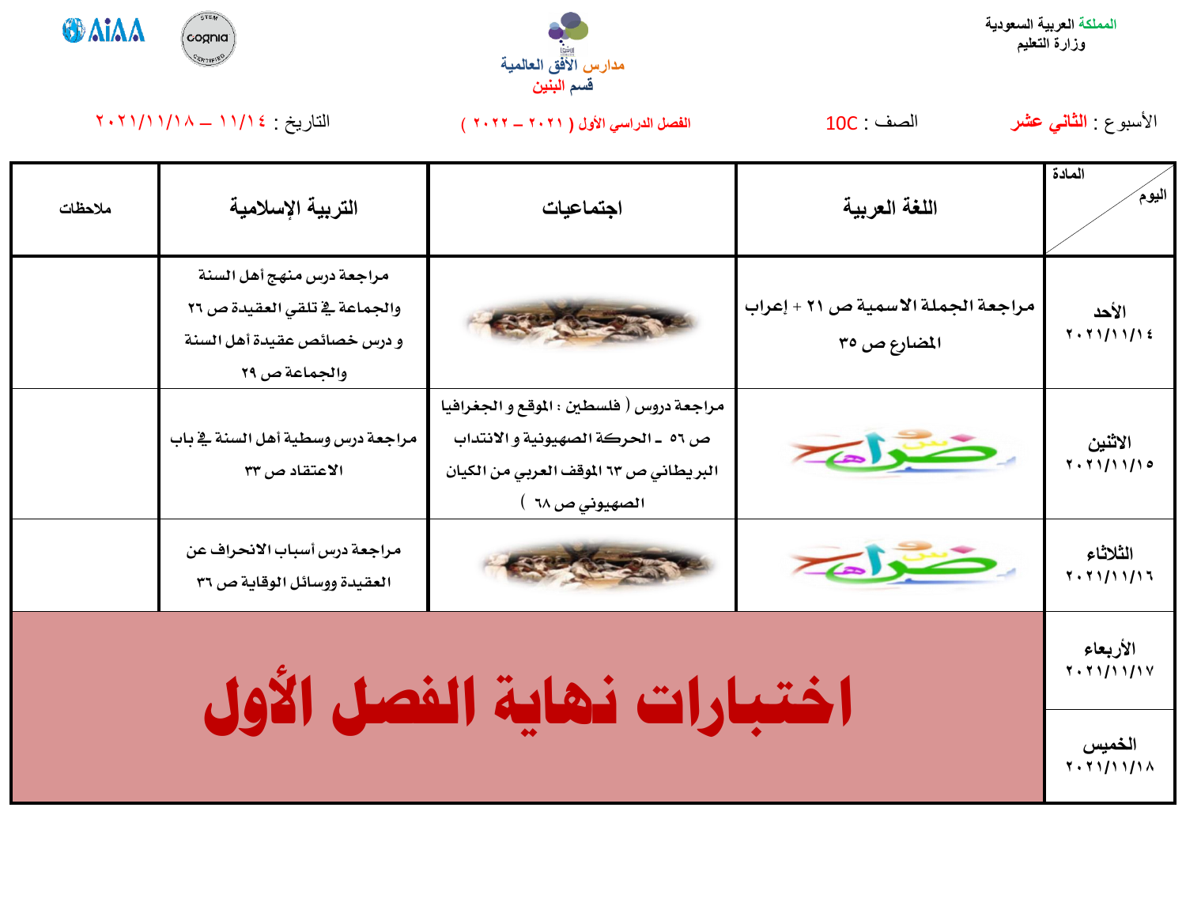المملكة العربية السعودية
وزارة التعليم

مدارس الأفق العالمية
قسم البنين

الأسبوع : الثاني عشر　　الصف : 10C　　الفصل الدراسي الأول ( ٢٠٢١ – ٢٠٢٢ )　　التاريخ : ١١/١٤ – ٢٠٢١/١١/١٨

| المادة / اليوم | اللغة العربية | اجتماعيات | التربية الإسلامية | ملاحظات |
|---|---|---|---|---|
| الأحد ٢٠٢١/١١/١٤ | مراجعة الجملة الاسمية ص ٢١ + إعراب المضارع ص ٣٥ | | مراجعة درس منهج أهل السنة والجماعة في تلقي العقيدة ص ٢٦ و درس خصائص عقيدة أهل السنة والجماعة ص ٢٩ | |
| الاثنين ٢٠٢١/١١/١٥ | | مراجعة دروس ( فلسطين : الموقع و الجغرافيا ص ٥٦ ـ الحركة الصهيونية و الانتداب البريطاني ص ٦٣ الموقف العربي من الكيان الصهيوني ص ٦٨ ) | مراجعة درس وسطية أهل السنة في باب الاعتقاد ص ٣٣ | |
| الثلاثاء ٢٠٢١/١١/١٦ | | | مراجعة درس أسباب الانحراف عن العقيدة ووسائل الوقاية ص ٣٦ | |
| الأربعاء ٢٠٢١/١١/١٧ | اختبارات نهاية الفصل الأول | | | |
| الخميس ٢٠٢١/١١/١٨ | | | | |